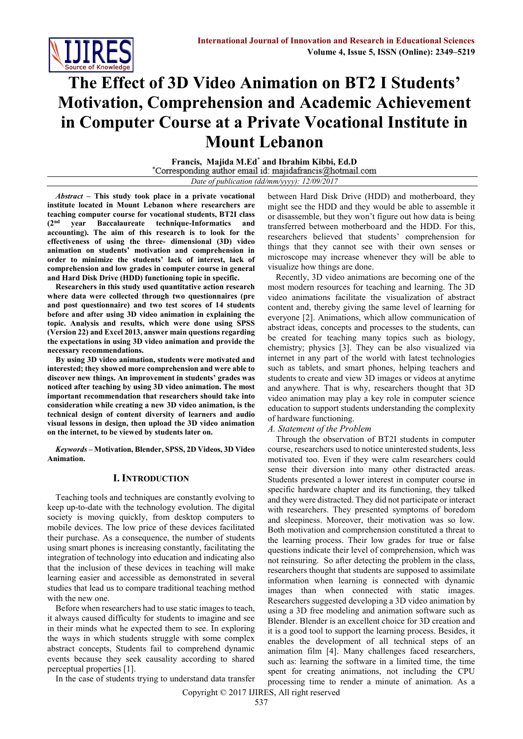# The Effect of 3D Video Animation on BT2 I Students' Motivation, Comprehension and Academic Achievement in Computer Course at a Private Vocational Institute in Mount Lebanon

**Francis, Majida M.Ed*** **and Ibrahim Kibbi, Ed.D**

*Corresponding author email id: majidafrancis@hotmail.com

*Date of publication (dd/mm/yyyy): 12/09/2017*

***Abstract*** **– This study took place in a private vocational institute located in Mount Lebanon where researchers are teaching computer course for vocational students, BT2I class (2nd year Baccalaureate technique-Informatics and accounting). The aim of this research is to look for the effectiveness of using the three- dimensional (3D) video animation on students' motivation and comprehension in order to minimize the students' lack of interest, lack of comprehension and low grades in computer course in general and Hard Disk Drive (HDD) functioning topic in specific.**

**Researchers in this study used quantitative action research where data were collected through two questionnaires (pre and post questionnaire) and two test scores of 14 students before and after using 3D video animation in explaining the topic. Analysis and results, which were done using SPSS (Version 22) and Excel 2013, answer main questions regarding the expectations in using 3D video animation and provide the necessary recommendations.**

**By using 3D video animation, students were motivated and interested; they showed more comprehension and were able to discover new things. An improvement in students' grades was noticed after teaching by using 3D video animation. The most important recommendation that researchers should take into consideration while creating a new 3D video animation, is the technical design of content diversity of learners and audio visual lessons in design, then upload the 3D video animation on the internet, to be viewed by students later on.**

***Keywords*** **– Motivation, Blender, SPSS, 2D Videos, 3D Video Animation.**

## I. Introduction

Teaching tools and techniques are constantly evolving to keep up-to-date with the technology evolution. The digital society is moving quickly, from desktop computers to mobile devices. The low price of these devices facilitated their purchase. As a consequence, the number of students using smart phones is increasing constantly, facilitating the integration of technology into education and indicating also that the inclusion of these devices in teaching will make learning easier and accessible as demonstrated in several studies that lead us to compare traditional teaching method with the new one.

Before when researchers had to use static images to teach, it always caused difficulty for students to imagine and see in their minds what he expected them to see. In exploring the ways in which students struggle with some complex abstract concepts, Students fail to comprehend dynamic events because they seek causality according to shared perceptual properties [1].

In the case of students trying to understand data transfer between Hard Disk Drive (HDD) and motherboard, they might see the HDD and they would be able to assemble it or disassemble, but they won't figure out how data is being transferred between motherboard and the HDD. For this, researchers believed that students' comprehension for things that they cannot see with their own senses or microscope may increase whenever they will be able to visualize how things are done.

Recently, 3D video animations are becoming one of the most modern resources for teaching and learning. The 3D video animations facilitate the visualization of abstract content and, thereby giving the same level of learning for everyone [2]. Animations, which allow communication of abstract ideas, concepts and processes to the students, can be created for teaching many topics such as biology, chemistry; physics [3]. They can be also visualized via internet in any part of the world with latest technologies such as tablets, and smart phones, helping teachers and students to create and view 3D images or videos at anytime and anywhere. That is why, researchers thought that 3D video animation may play a key role in computer science education to support students understanding the complexity of hardware functioning.

### *A. Statement of the Problem*

Through the observation of BT2I students in computer course, researchers used to notice uninterested students, less motivated too. Even if they were calm researchers could sense their diversion into many other distracted areas. Students presented a lower interest in computer course in specific hardware chapter and its functioning, they talked and they were distracted. They did not participate or interact with researchers. They presented symptoms of boredom and sleepiness. Moreover, their motivation was so low. Both motivation and comprehension constituted a threat to the learning process. Their low grades for true or false questions indicate their level of comprehension, which was not reinsuring. So after detecting the problem in the class, researchers thought that students are supposed to assimilate information when learning is connected with dynamic images than when connected with static images. Researchers suggested developing a 3D video animation by using a 3D free modeling and animation software such as Blender. Blender is an excellent choice for 3D creation and it is a good tool to support the learning process. Besides, it enables the development of all technical steps of an animation film [4]. Many challenges faced researchers, such as: learning the software in a limited time, the time spent for creating animations, not including the CPU processing time to render a minute of animation. As a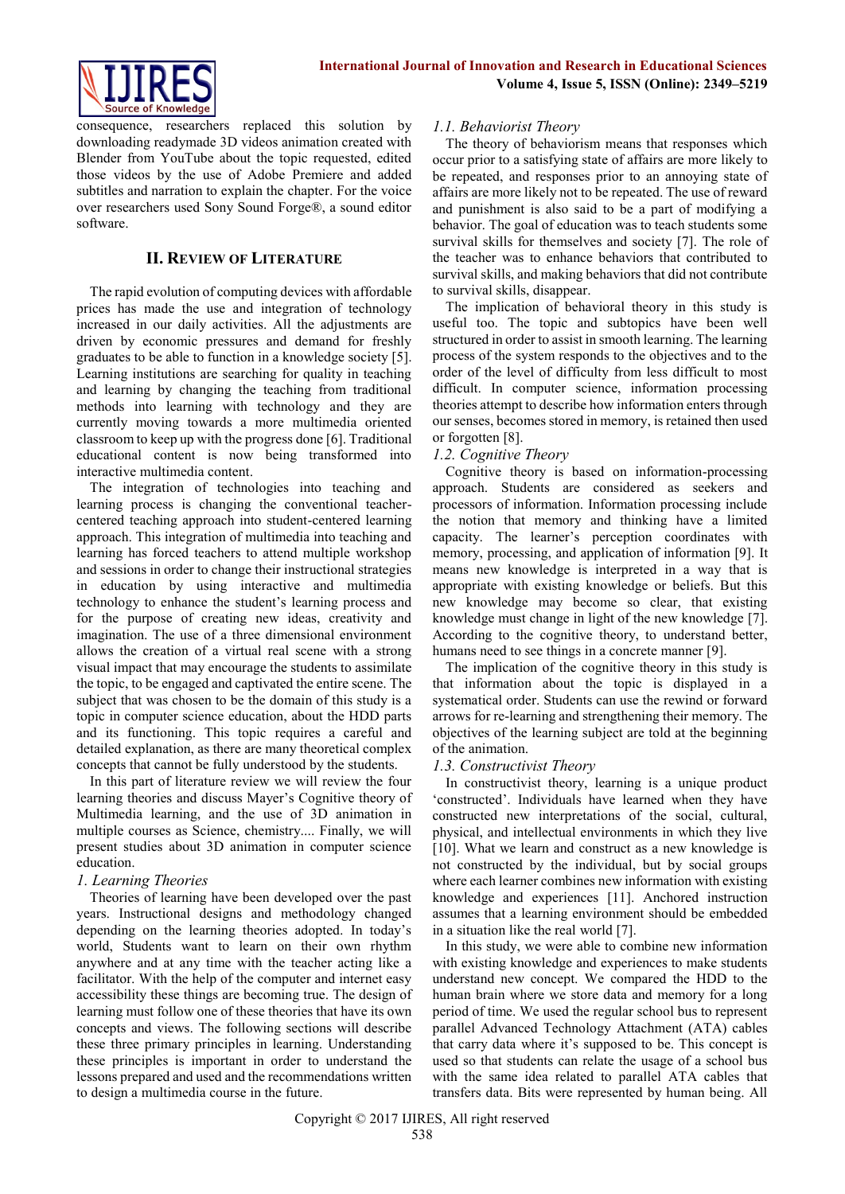consequence, researchers replaced this solution by downloading readymade 3D videos animation created with Blender from YouTube about the topic requested, edited those videos by the use of Adobe Premiere and added subtitles and narration to explain the chapter. For the voice over researchers used Sony Sound Forge®, a sound editor software.

## II. Review of Literature

The rapid evolution of computing devices with affordable prices has made the use and integration of technology increased in our daily activities. All the adjustments are driven by economic pressures and demand for freshly graduates to be able to function in a knowledge society [5]. Learning institutions are searching for quality in teaching and learning by changing the teaching from traditional methods into learning with technology and they are currently moving towards a more multimedia oriented classroom to keep up with the progress done [6]. Traditional educational content is now being transformed into interactive multimedia content.

The integration of technologies into teaching and learning process is changing the conventional teacher-centered teaching approach into student-centered learning approach. This integration of multimedia into teaching and learning has forced teachers to attend multiple workshop and sessions in order to change their instructional strategies in education by using interactive and multimedia technology to enhance the student's learning process and for the purpose of creating new ideas, creativity and imagination. The use of a three dimensional environment allows the creation of a virtual real scene with a strong visual impact that may encourage the students to assimilate the topic, to be engaged and captivated the entire scene. The subject that was chosen to be the domain of this study is a topic in computer science education, about the HDD parts and its functioning. This topic requires a careful and detailed explanation, as there are many theoretical complex concepts that cannot be fully understood by the students.

In this part of literature review we will review the four learning theories and discuss Mayer's Cognitive theory of Multimedia learning, and the use of 3D animation in multiple courses as Science, chemistry.... Finally, we will present studies about 3D animation in computer science education.

### *1. Learning Theories*

Theories of learning have been developed over the past years. Instructional designs and methodology changed depending on the learning theories adopted. In today's world, Students want to learn on their own rhythm anywhere and at any time with the teacher acting like a facilitator. With the help of the computer and internet easy accessibility these things are becoming true. The design of learning must follow one of these theories that have its own concepts and views. The following sections will describe these three primary principles in learning. Understanding these principles is important in order to understand the lessons prepared and used and the recommendations written to design a multimedia course in the future.

#### *1.1. Behaviorist Theory*

The theory of behaviorism means that responses which occur prior to a satisfying state of affairs are more likely to be repeated, and responses prior to an annoying state of affairs are more likely not to be repeated. The use of reward and punishment is also said to be a part of modifying a behavior. The goal of education was to teach students some survival skills for themselves and society [7]. The role of the teacher was to enhance behaviors that contributed to survival skills, and making behaviors that did not contribute to survival skills, disappear.

The implication of behavioral theory in this study is useful too. The topic and subtopics have been well structured in order to assist in smooth learning. The learning process of the system responds to the objectives and to the order of the level of difficulty from less difficult to most difficult. In computer science, information processing theories attempt to describe how information enters through our senses, becomes stored in memory, is retained then used or forgotten [8].

#### *1.2. Cognitive Theory*

Cognitive theory is based on information-processing approach. Students are considered as seekers and processors of information. Information processing include the notion that memory and thinking have a limited capacity. The learner's perception coordinates with memory, processing, and application of information [9]. It means new knowledge is interpreted in a way that is appropriate with existing knowledge or beliefs. But this new knowledge may become so clear, that existing knowledge must change in light of the new knowledge [7]. According to the cognitive theory, to understand better, humans need to see things in a concrete manner [9].

The implication of the cognitive theory in this study is that information about the topic is displayed in a systematical order. Students can use the rewind or forward arrows for re-learning and strengthening their memory. The objectives of the learning subject are told at the beginning of the animation.

#### *1.3. Constructivist Theory*

In constructivist theory, learning is a unique product 'constructed'. Individuals have learned when they have constructed new interpretations of the social, cultural, physical, and intellectual environments in which they live [10]. What we learn and construct as a new knowledge is not constructed by the individual, but by social groups where each learner combines new information with existing knowledge and experiences [11]. Anchored instruction assumes that a learning environment should be embedded in a situation like the real world [7].

In this study, we were able to combine new information with existing knowledge and experiences to make students understand new concept. We compared the HDD to the human brain where we store data and memory for a long period of time. We used the regular school bus to represent parallel Advanced Technology Attachment (ATA) cables that carry data where it's supposed to be. This concept is used so that students can relate the usage of a school bus with the same idea related to parallel ATA cables that transfers data. Bits were represented by human being. All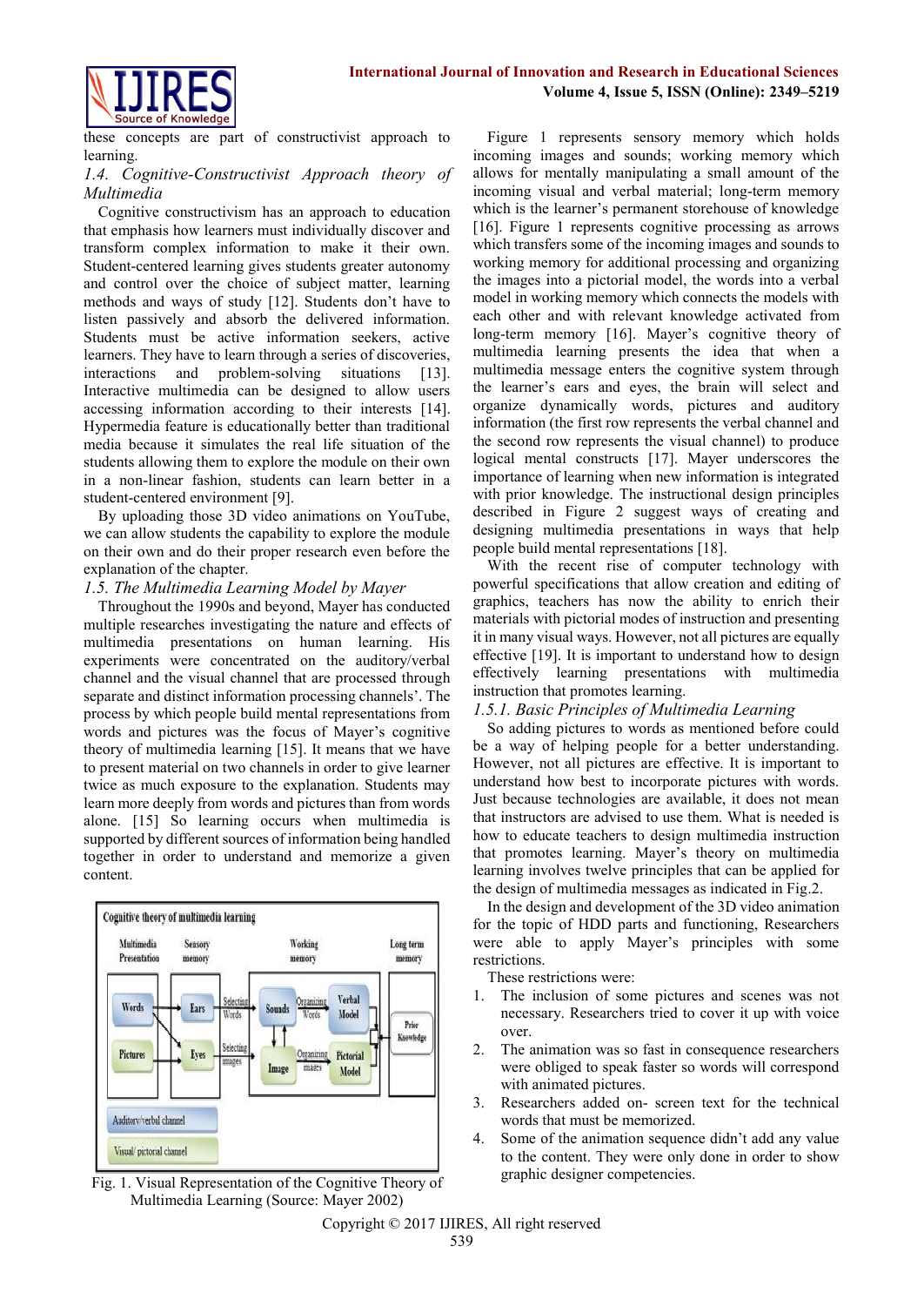these concepts are part of constructivist approach to learning.

### *1.4. Cognitive-Constructivist Approach theory of Multimedia*

Cognitive constructivism has an approach to education that emphasis how learners must individually discover and transform complex information to make it their own. Student-centered learning gives students greater autonomy and control over the choice of subject matter, learning methods and ways of study [12]. Students don't have to listen passively and absorb the delivered information. Students must be active information seekers, active learners. They have to learn through a series of discoveries, interactions and problem-solving situations [13]. Interactive multimedia can be designed to allow users accessing information according to their interests [14]. Hypermedia feature is educationally better than traditional media because it simulates the real life situation of the students allowing them to explore the module on their own in a non-linear fashion, students can learn better in a student-centered environment [9].

By uploading those 3D video animations on YouTube, we can allow students the capability to explore the module on their own and do their proper research even before the explanation of the chapter.

### *1.5. The Multimedia Learning Model by Mayer*

Throughout the 1990s and beyond, Mayer has conducted multiple researches investigating the nature and effects of multimedia presentations on human learning. His experiments were concentrated on the auditory/verbal channel and the visual channel that are processed through separate and distinct information processing channels'. The process by which people build mental representations from words and pictures was the focus of Mayer's cognitive theory of multimedia learning [15]. It means that we have to present material on two channels in order to give learner twice as much exposure to the explanation. Students may learn more deeply from words and pictures than from words alone. [15] So learning occurs when multimedia is supported by different sources of information being handled together in order to understand and memorize a given content.

Fig. 1. Visual Representation of the Cognitive Theory of Multimedia Learning (Source: Mayer 2002)

Figure 1 represents sensory memory which holds incoming images and sounds; working memory which allows for mentally manipulating a small amount of the incoming visual and verbal material; long-term memory which is the learner's permanent storehouse of knowledge [16]. Figure 1 represents cognitive processing as arrows which transfers some of the incoming images and sounds to working memory for additional processing and organizing the images into a pictorial model, the words into a verbal model in working memory which connects the models with each other and with relevant knowledge activated from long-term memory [16]. Mayer's cognitive theory of multimedia learning presents the idea that when a multimedia message enters the cognitive system through the learner's ears and eyes, the brain will select and organize dynamically words, pictures and auditory information (the first row represents the verbal channel and the second row represents the visual channel) to produce logical mental constructs [17]. Mayer underscores the importance of learning when new information is integrated with prior knowledge. The instructional design principles described in Figure 2 suggest ways of creating and designing multimedia presentations in ways that help people build mental representations [18].

With the recent rise of computer technology with powerful specifications that allow creation and editing of graphics, teachers has now the ability to enrich their materials with pictorial modes of instruction and presenting it in many visual ways. However, not all pictures are equally effective [19]. It is important to understand how to design effectively learning presentations with multimedia instruction that promotes learning.

#### *1.5.1. Basic Principles of Multimedia Learning*

So adding pictures to words as mentioned before could be a way of helping people for a better understanding. However, not all pictures are effective. It is important to understand how best to incorporate pictures with words. Just because technologies are available, it does not mean that instructors are advised to use them. What is needed is how to educate teachers to design multimedia instruction that promotes learning. Mayer's theory on multimedia learning involves twelve principles that can be applied for the design of multimedia messages as indicated in Fig.2.

In the design and development of the 3D video animation for the topic of HDD parts and functioning, Researchers were able to apply Mayer's principles with some restrictions.

These restrictions were:

1. The inclusion of some pictures and scenes was not necessary. Researchers tried to cover it up with voice over.
2. The animation was so fast in consequence researchers were obliged to speak faster so words will correspond with animated pictures.
3. Researchers added on- screen text for the technical words that must be memorized.
4. Some of the animation sequence didn't add any value to the content. They were only done in order to show graphic designer competencies.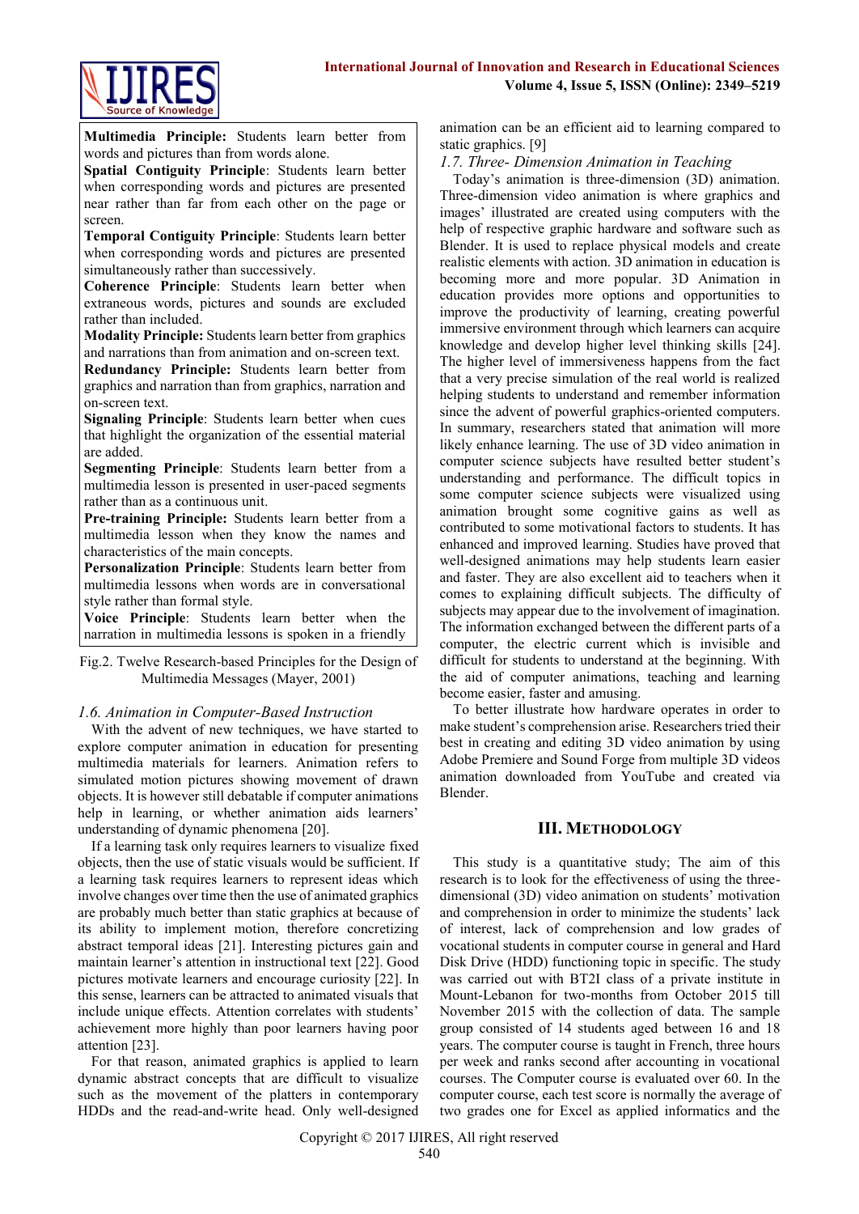**Multimedia Principle:** Students learn better from words and pictures than from words alone.
**Spatial Contiguity Principle**: Students learn better when corresponding words and pictures are presented near rather than far from each other on the page or screen.
**Temporal Contiguity Principle**: Students learn better when corresponding words and pictures are presented simultaneously rather than successively.
**Coherence Principle**: Students learn better when extraneous words, pictures and sounds are excluded rather than included.
**Modality Principle:** Students learn better from graphics and narrations than from animation and on-screen text.
**Redundancy Principle:** Students learn better from graphics and narration than from graphics, narration and on-screen text.
**Signaling Principle**: Students learn better when cues that highlight the organization of the essential material are added.
**Segmenting Principle**: Students learn better from a multimedia lesson is presented in user-paced segments rather than as a continuous unit.
**Pre-training Principle:** Students learn better from a multimedia lesson when they know the names and characteristics of the main concepts.
**Personalization Principle**: Students learn better from multimedia lessons when words are in conversational style rather than formal style.
**Voice Principle**: Students learn better when the narration in multimedia lessons is spoken in a friendly

Fig.2. Twelve Research-based Principles for the Design of Multimedia Messages (Mayer, 2001)

### *1.6. Animation in Computer-Based Instruction*

With the advent of new techniques, we have started to explore computer animation in education for presenting multimedia materials for learners. Animation refers to simulated motion pictures showing movement of drawn objects. It is however still debatable if computer animations help in learning, or whether animation aids learners' understanding of dynamic phenomena [20].

If a learning task only requires learners to visualize fixed objects, then the use of static visuals would be sufficient. If a learning task requires learners to represent ideas which involve changes over time then the use of animated graphics are probably much better than static graphics at because of its ability to implement motion, therefore concretizing abstract temporal ideas [21]. Interesting pictures gain and maintain learner's attention in instructional text [22]. Good pictures motivate learners and encourage curiosity [22]. In this sense, learners can be attracted to animated visuals that include unique effects. Attention correlates with students' achievement more highly than poor learners having poor attention [23].

For that reason, animated graphics is applied to learn dynamic abstract concepts that are difficult to visualize such as the movement of the platters in contemporary HDDs and the read-and-write head. Only well-designed animation can be an efficient aid to learning compared to static graphics. [9]

### *1.7. Three- Dimension Animation in Teaching*

Today's animation is three-dimension (3D) animation. Three-dimension video animation is where graphics and images' illustrated are created using computers with the help of respective graphic hardware and software such as Blender. It is used to replace physical models and create realistic elements with action. 3D animation in education is becoming more and more popular. 3D Animation in education provides more options and opportunities to improve the productivity of learning, creating powerful immersive environment through which learners can acquire knowledge and develop higher level thinking skills [24]. The higher level of immersiveness happens from the fact that a very precise simulation of the real world is realized helping students to understand and remember information since the advent of powerful graphics-oriented computers. In summary, researchers stated that animation will more likely enhance learning. The use of 3D video animation in computer science subjects have resulted better student's understanding and performance. The difficult topics in some computer science subjects were visualized using animation brought some cognitive gains as well as contributed to some motivational factors to students. It has enhanced and improved learning. Studies have proved that well-designed animations may help students learn easier and faster. They are also excellent aid to teachers when it comes to explaining difficult subjects. The difficulty of subjects may appear due to the involvement of imagination. The information exchanged between the different parts of a computer, the electric current which is invisible and difficult for students to understand at the beginning. With the aid of computer animations, teaching and learning become easier, faster and amusing.

To better illustrate how hardware operates in order to make student's comprehension arise. Researchers tried their best in creating and editing 3D video animation by using Adobe Premiere and Sound Forge from multiple 3D videos animation downloaded from YouTube and created via Blender.

## III. Methodology

This study is a quantitative study; The aim of this research is to look for the effectiveness of using the three-dimensional (3D) video animation on students' motivation and comprehension in order to minimize the students' lack of interest, lack of comprehension and low grades of vocational students in computer course in general and Hard Disk Drive (HDD) functioning topic in specific. The study was carried out with BT2I class of a private institute in Mount-Lebanon for two-months from October 2015 till November 2015 with the collection of data. The sample group consisted of 14 students aged between 16 and 18 years. The computer course is taught in French, three hours per week and ranks second after accounting in vocational courses. The Computer course is evaluated over 60. In the computer course, each test score is normally the average of two grades one for Excel as applied informatics and the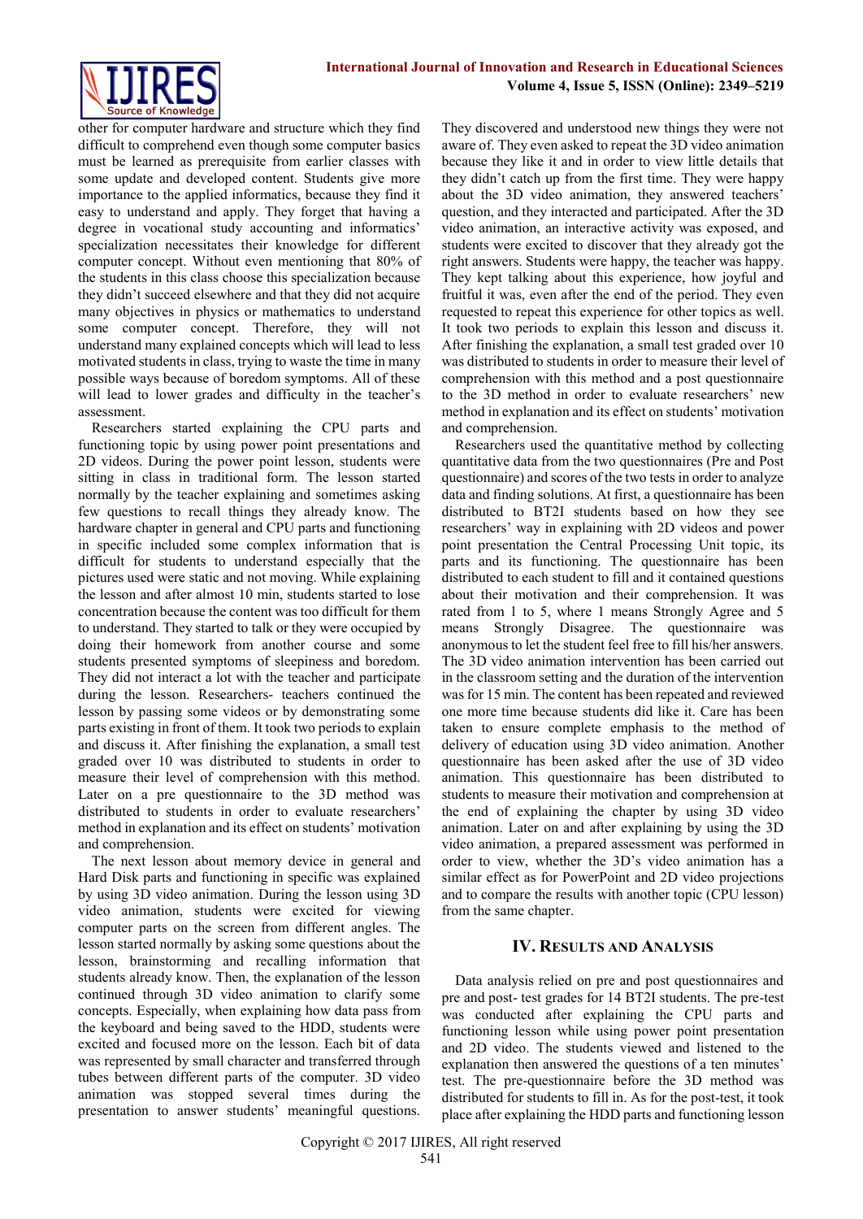other for computer hardware and structure which they find difficult to comprehend even though some computer basics must be learned as prerequisite from earlier classes with some update and developed content. Students give more importance to the applied informatics, because they find it easy to understand and apply. They forget that having a degree in vocational study accounting and informatics' specialization necessitates their knowledge for different computer concept. Without even mentioning that 80% of the students in this class choose this specialization because they didn't succeed elsewhere and that they did not acquire many objectives in physics or mathematics to understand some computer concept. Therefore, they will not understand many explained concepts which will lead to less motivated students in class, trying to waste the time in many possible ways because of boredom symptoms. All of these will lead to lower grades and difficulty in the teacher's assessment.

Researchers started explaining the CPU parts and functioning topic by using power point presentations and 2D videos. During the power point lesson, students were sitting in class in traditional form. The lesson started normally by the teacher explaining and sometimes asking few questions to recall things they already know. The hardware chapter in general and CPU parts and functioning in specific included some complex information that is difficult for students to understand especially that the pictures used were static and not moving. While explaining the lesson and after almost 10 min, students started to lose concentration because the content was too difficult for them to understand. They started to talk or they were occupied by doing their homework from another course and some students presented symptoms of sleepiness and boredom. They did not interact a lot with the teacher and participate during the lesson. Researchers- teachers continued the lesson by passing some videos or by demonstrating some parts existing in front of them. It took two periods to explain and discuss it. After finishing the explanation, a small test graded over 10 was distributed to students in order to measure their level of comprehension with this method. Later on a pre questionnaire to the 3D method was distributed to students in order to evaluate researchers' method in explanation and its effect on students' motivation and comprehension.

The next lesson about memory device in general and Hard Disk parts and functioning in specific was explained by using 3D video animation. During the lesson using 3D video animation, students were excited for viewing computer parts on the screen from different angles. The lesson started normally by asking some questions about the lesson, brainstorming and recalling information that students already know. Then, the explanation of the lesson continued through 3D video animation to clarify some concepts. Especially, when explaining how data pass from the keyboard and being saved to the HDD, students were excited and focused more on the lesson. Each bit of data was represented by small character and transferred through tubes between different parts of the computer. 3D video animation was stopped several times during the presentation to answer students' meaningful questions. They discovered and understood new things they were not aware of. They even asked to repeat the 3D video animation because they like it and in order to view little details that they didn't catch up from the first time. They were happy about the 3D video animation, they answered teachers' question, and they interacted and participated. After the 3D video animation, an interactive activity was exposed, and students were excited to discover that they already got the right answers. Students were happy, the teacher was happy. They kept talking about this experience, how joyful and fruitful it was, even after the end of the period. They even requested to repeat this experience for other topics as well. It took two periods to explain this lesson and discuss it. After finishing the explanation, a small test graded over 10 was distributed to students in order to measure their level of comprehension with this method and a post questionnaire to the 3D method in order to evaluate researchers' new method in explanation and its effect on students' motivation and comprehension.

Researchers used the quantitative method by collecting quantitative data from the two questionnaires (Pre and Post questionnaire) and scores of the two tests in order to analyze data and finding solutions. At first, a questionnaire has been distributed to BT2I students based on how they see researchers' way in explaining with 2D videos and power point presentation the Central Processing Unit topic, its parts and its functioning. The questionnaire has been distributed to each student to fill and it contained questions about their motivation and their comprehension. It was rated from 1 to 5, where 1 means Strongly Agree and 5 means Strongly Disagree. The questionnaire was anonymous to let the student feel free to fill his/her answers. The 3D video animation intervention has been carried out in the classroom setting and the duration of the intervention was for 15 min. The content has been repeated and reviewed one more time because students did like it. Care has been taken to ensure complete emphasis to the method of delivery of education using 3D video animation. Another questionnaire has been asked after the use of 3D video animation. This questionnaire has been distributed to students to measure their motivation and comprehension at the end of explaining the chapter by using 3D video animation. Later on and after explaining by using the 3D video animation, a prepared assessment was performed in order to view, whether the 3D's video animation has a similar effect as for PowerPoint and 2D video projections and to compare the results with another topic (CPU lesson) from the same chapter.

## IV. Results and Analysis

Data analysis relied on pre and post questionnaires and pre and post- test grades for 14 BT2I students. The pre-test was conducted after explaining the CPU parts and functioning lesson while using power point presentation and 2D video. The students viewed and listened to the explanation then answered the questions of a ten minutes' test. The pre-questionnaire before the 3D method was distributed for students to fill in. As for the post-test, it took place after explaining the HDD parts and functioning lesson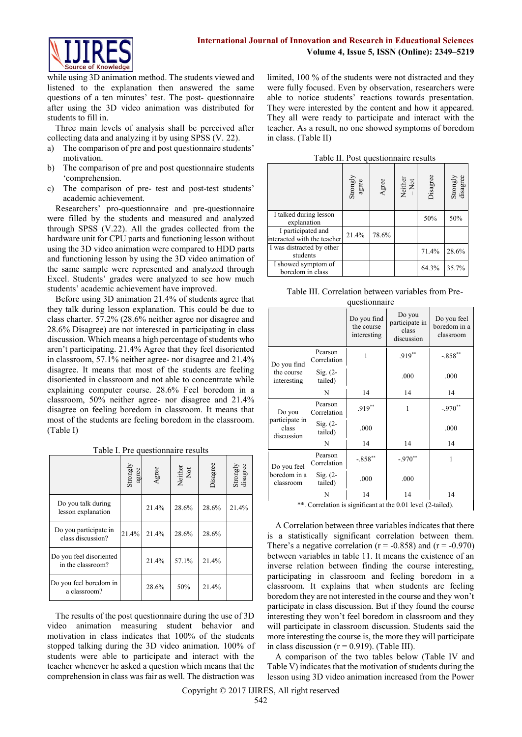while using 3D animation method. The students viewed and listened to the explanation then answered the same questions of a ten minutes' test. The post- questionnaire after using the 3D video animation was distributed for students to fill in.

Three main levels of analysis shall be perceived after collecting data and analyzing it by using SPSS (V. 22).

a) The comparison of pre and post questionnaire students' motivation.
b) The comparison of pre and post questionnaire students 'comprehension.
c) The comparison of pre- test and post-test students' academic achievement.

Researchers' pro-questionnaire and pre-questionnaire were filled by the students and measured and analyzed through SPSS (V.22). All the grades collected from the hardware unit for CPU parts and functioning lesson without using the 3D video animation were compared to HDD parts and functioning lesson by using the 3D video animation of the same sample were represented and analyzed through Excel. Students' grades were analyzed to see how much students' academic achievement have improved.

Before using 3D animation 21.4% of students agree that they talk during lesson explanation. This could be due to class charter. 57.2% (28.6% neither agree nor disagree and 28.6% Disagree) are not interested in participating in class discussion. Which means a high percentage of students who aren't participating. 21.4% Agree that they feel disoriented in classroom, 57.1% neither agree- nor disagree and 21.4% disagree. It means that most of the students are feeling disoriented in classroom and not able to concentrate while explaining computer course. 28.6% Feel boredom in a classroom, 50% neither agree- nor disagree and 21.4% disagree on feeling boredom in classroom. It means that most of the students are feeling boredom in the classroom. (Table I)

Table I. Pre questionnaire results

| | Strongly agree | Agree | Neither – Not | Disagree | Strongly disagree |
|---|---|---|---|---|---|
| Do you talk during lesson explanation | | 21.4% | 28.6% | 28.6% | 21.4% |
| Do you participate in class discussion? | 21.4% | 21.4% | 28.6% | 28.6% | |
| Do you feel disoriented in the classroom? | | 21.4% | 57.1% | 21.4% | |
| Do you feel boredom in a classroom? | | 28.6% | 50% | 21.4% | |

The results of the post questionnaire during the use of 3D video animation measuring student behavior and motivation in class indicates that 100% of the students stopped talking during the 3D video animation. 100% of students were able to participate and interact with the teacher whenever he asked a question which means that the comprehension in class was fair as well. The distraction was limited, 100 % of the students were not distracted and they were fully focused. Even by observation, researchers were able to notice students' reactions towards presentation. They were interested by the content and how it appeared. They all were ready to participate and interact with the teacher. As a result, no one showed symptoms of boredom in class. (Table II)

Table II. Post questionnaire results

| | Strongly agree | Agree | Neither – Not | Disagree | Strongly disagree |
|---|---|---|---|---|---|
| I talked during lesson explanation | | | | 50% | 50% |
| I participated and interacted with the teacher | 21.4% | 78.6% | | | |
| I was distracted by other students | | | | 71.4% | 28.6% |
| I showed symptom of boredom in class | | | | 64.3% | 35.7% |

Table III. Correlation between variables from Pre-questionnaire

| | | Do you find the course interesting | Do you participate in class discussion | Do you feel boredom in a classroom |
|---|---|---|---|---|
| Do you find the course interesting | Pearson Correlation | 1 | .919** | -.858** |
| | Sig. (2-tailed) | | .000 | .000 |
| | N | 14 | 14 | 14 |
| Do you participate in class discussion | Pearson Correlation | .919** | 1 | -.970** |
| | Sig. (2-tailed) | .000 | | .000 |
| | N | 14 | 14 | 14 |
| Do you feel boredom in a classroom | Pearson Correlation | -.858** | -.970** | 1 |
| | Sig. (2-tailed) | .000 | .000 | |
| | N | 14 | 14 | 14 |

**. Correlation is significant at the 0.01 level (2-tailed).

A Correlation between three variables indicates that there is a statistically significant correlation between them. There's a negative correlation ($r = -0.858$) and ($r = -0.970$) between variables in table 11. It means the existence of an inverse relation between finding the course interesting, participating in classroom and feeling boredom in a classroom. It explains that when students are feeling boredom they are not interested in the course and they won't participate in class discussion. But if they found the course interesting they won't feel boredom in classroom and they will participate in classroom discussion. Students said the more interesting the course is, the more they will participate in class discussion ($r = 0.919$). (Table III).

A comparison of the two tables below (Table IV and Table V) indicates that the motivation of students during the lesson using 3D video animation increased from the Power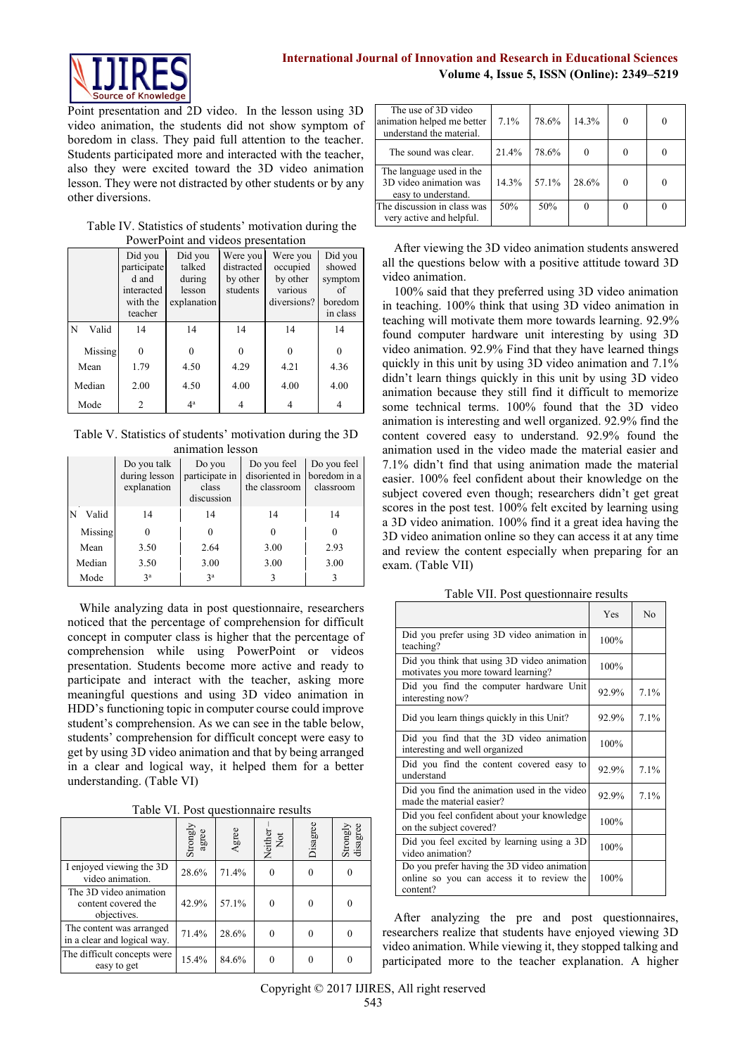Point presentation and 2D video. In the lesson using 3D video animation, the students did not show symptom of boredom in class. They paid full attention to the teacher. Students participated more and interacted with the teacher, also they were excited toward the 3D video animation lesson. They were not distracted by other students or by any other diversions.

Table IV. Statistics of students' motivation during the PowerPoint and videos presentation

| | | Did you participated and interacted with the teacher | Did you talked during lesson explanation | Were you distracted by other students | Were you occupied by other various diversions? | Did you showed symptom of boredom in class |
|---|---|---|---|---|---|---|
| N | Valid | 14 | 14 | 14 | 14 | 14 |
| | Missing | 0 | 0 | 0 | 0 | 0 |
| Mean | | 1.79 | 4.50 | 4.29 | 4.21 | 4.36 |
| Median | | 2.00 | 4.50 | 4.00 | 4.00 | 4.00 |
| Mode | | 2 | 4[a] | 4 | 4 | 4 |

Table V. Statistics of students' motivation during the 3D animation lesson

| | | Do you talk during lesson explanation | Do you participate in class discussion | Do you feel disoriented in the classroom | Do you feel boredom in a classroom |
|---|---|---|---|---|---|
| N | Valid | 14 | 14 | 14 | 14 |
| | Missing | 0 | 0 | 0 | 0 |
| Mean | | 3.50 | 2.64 | 3.00 | 2.93 |
| Median | | 3.50 | 3.00 | 3.00 | 3.00 |
| Mode | | 3[a] | 3[a] | 3 | 3 |

While analyzing data in post questionnaire, researchers noticed that the percentage of comprehension for difficult concept in computer class is higher that the percentage of comprehension while using PowerPoint or videos presentation. Students become more active and ready to participate and interact with the teacher, asking more meaningful questions and using 3D video animation in HDD's functioning topic in computer course could improve student's comprehension. As we can see in the table below, students' comprehension for difficult concept were easy to get by using 3D video animation and that by being arranged in a clear and logical way, it helped them for a better understanding. (Table VI)

Table VI. Post questionnaire results

| | Strongly agree | Agree | Neither – Not | Disagree | Strongly disagree |
|---|---|---|---|---|---|
| I enjoyed viewing the 3D video animation. | 28.6% | 71.4% | 0 | 0 | 0 |
| The 3D video animation content covered the objectives. | 42.9% | 57.1% | 0 | 0 | 0 |
| The content was arranged in a clear and logical way. | 71.4% | 28.6% | 0 | 0 | 0 |
| The difficult concepts were easy to get | 15.4% | 84.6% | 0 | 0 | 0 |
| The use of 3D video animation helped me better understand the material. | 7.1% | 78.6% | 14.3% | 0 | 0 |
| The sound was clear. | 21.4% | 78.6% | 0 | 0 | 0 |
| The language used in the 3D video animation was easy to understand. | 14.3% | 57.1% | 28.6% | 0 | 0 |
| The discussion in class was very active and helpful. | 50% | 50% | 0 | 0 | 0 |

After viewing the 3D video animation students answered all the questions below with a positive attitude toward 3D video animation.

100% said that they preferred using 3D video animation in teaching. 100% think that using 3D video animation in teaching will motivate them more towards learning. 92.9% found computer hardware unit interesting by using 3D video animation. 92.9% Find that they have learned things quickly in this unit by using 3D video animation and 7.1% didn't learn things quickly in this unit by using 3D video animation because they still find it difficult to memorize some technical terms. 100% found that the 3D video animation is interesting and well organized. 92.9% find the content covered easy to understand. 92.9% found the animation used in the video made the material easier and 7.1% didn't find that using animation made the material easier. 100% feel confident about their knowledge on the subject covered even though; researchers didn't get great scores in the post test. 100% felt excited by learning using a 3D video animation. 100% find it a great idea having the 3D video animation online so they can access it at any time and review the content especially when preparing for an exam. (Table VII)

Table VII. Post questionnaire results

| | Yes | No |
|---|---|---|
| Did you prefer using 3D video animation in teaching? | 100% | |
| Did you think that using 3D video animation motivates you more toward learning? | 100% | |
| Did you find the computer hardware Unit interesting now? | 92.9% | 7.1% |
| Did you learn things quickly in this Unit? | 92.9% | 7.1% |
| Did you find that the 3D video animation interesting and well organized | 100% | |
| Did you find the content covered easy to understand | 92.9% | 7.1% |
| Did you find the animation used in the video made the material easier? | 92.9% | 7.1% |
| Did you feel confident about your knowledge on the subject covered? | 100% | |
| Did you feel excited by learning using a 3D video animation? | 100% | |
| Do you prefer having the 3D video animation online so you can access it to review the content? | 100% | |

After analyzing the pre and post questionnaires, researchers realize that students have enjoyed viewing 3D video animation. While viewing it, they stopped talking and participated more to the teacher explanation. A higher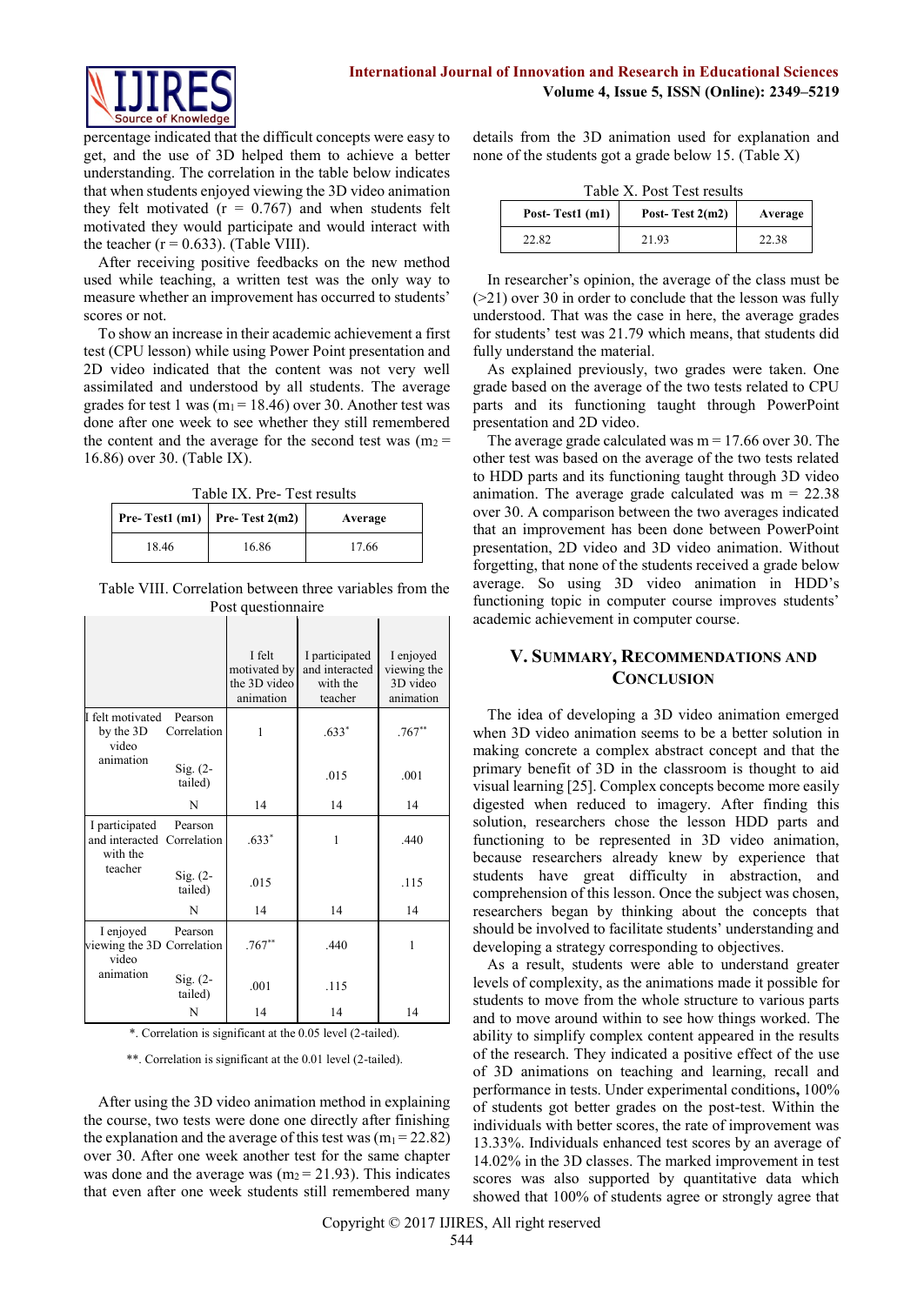percentage indicated that the difficult concepts were easy to get, and the use of 3D helped them to achieve a better understanding. The correlation in the table below indicates that when students enjoyed viewing the 3D video animation they felt motivated (r = 0.767) and when students felt motivated they would participate and would interact with the teacher (r = 0.633). (Table VIII).

After receiving positive feedbacks on the new method used while teaching, a written test was the only way to measure whether an improvement has occurred to students' scores or not.

To show an increase in their academic achievement a first test (CPU lesson) while using Power Point presentation and 2D video indicated that the content was not very well assimilated and understood by all students. The average grades for test 1 was ($m_1$ = 18.46) over 30. Another test was done after one week to see whether they still remembered the content and the average for the second test was ($m_2$ = 16.86) over 30. (Table IX).

Table IX. Pre- Test results

| Pre- Test1 (m1) | Pre- Test 2(m2) | Average |
|---|---|---|
| 18.46 | 16.86 | 17.66 |

Table VIII. Correlation between three variables from the Post questionnaire

| | | I felt motivated by the 3D video animation | I participated and interacted with the teacher | I enjoyed viewing the 3D video animation |
|---|---|---|---|---|
| I felt motivated by the 3D video animation | Pearson Correlation | 1 | .633* | .767** |
| | Sig. (2-tailed) | | .015 | .001 |
| | N | 14 | 14 | 14 |
| I participated and interacted with the teacher | Pearson Correlation | .633* | 1 | .440 |
| | Sig. (2-tailed) | .015 | | .115 |
| | N | 14 | 14 | 14 |
| I enjoyed viewing the 3D video animation | Pearson Correlation | .767** | .440 | 1 |
| | Sig. (2-tailed) | .001 | .115 | |
| | N | 14 | 14 | 14 |

*. Correlation is significant at the 0.05 level (2-tailed).

**. Correlation is significant at the 0.01 level (2-tailed).

After using the 3D video animation method in explaining the course, two tests were done one directly after finishing the explanation and the average of this test was ($m_1$ = 22.82) over 30. After one week another test for the same chapter was done and the average was ($m_2$ = 21.93). This indicates that even after one week students still remembered many details from the 3D animation used for explanation and none of the students got a grade below 15. (Table X)

Table X. Post Test results

| Post- Test1 (m1) | Post- Test 2(m2) | Average |
|---|---|---|
| 22.82 | 21.93 | 22.38 |

In researcher's opinion, the average of the class must be (>21) over 30 in order to conclude that the lesson was fully understood. That was the case in here, the average grades for students' test was 21.79 which means, that students did fully understand the material.

As explained previously, two grades were taken. One grade based on the average of the two tests related to CPU parts and its functioning taught through PowerPoint presentation and 2D video.

The average grade calculated was m = 17.66 over 30. The other test was based on the average of the two tests related to HDD parts and its functioning taught through 3D video animation. The average grade calculated was m = 22.38 over 30. A comparison between the two averages indicated that an improvement has been done between PowerPoint presentation, 2D video and 3D video animation. Without forgetting, that none of the students received a grade below average. So using 3D video animation in HDD's functioning topic in computer course improves students' academic achievement in computer course.

## V. Summary, Recommendations and Conclusion

The idea of developing a 3D video animation emerged when 3D video animation seems to be a better solution in making concrete a complex abstract concept and that the primary benefit of 3D in the classroom is thought to aid visual learning [25]. Complex concepts become more easily digested when reduced to imagery. After finding this solution, researchers chose the lesson HDD parts and functioning to be represented in 3D video animation, because researchers already knew by experience that students have great difficulty in abstraction, and comprehension of this lesson. Once the subject was chosen, researchers began by thinking about the concepts that should be involved to facilitate students' understanding and developing a strategy corresponding to objectives.

As a result, students were able to understand greater levels of complexity, as the animations made it possible for students to move from the whole structure to various parts and to move around within to see how things worked. The ability to simplify complex content appeared in the results of the research. They indicated a positive effect of the use of 3D animations on teaching and learning, recall and performance in tests. Under experimental conditions**,** 100% of students got better grades on the post-test. Within the individuals with better scores, the rate of improvement was 13.33%. Individuals enhanced test scores by an average of 14.02% in the 3D classes. The marked improvement in test scores was also supported by quantitative data which showed that 100% of students agree or strongly agree that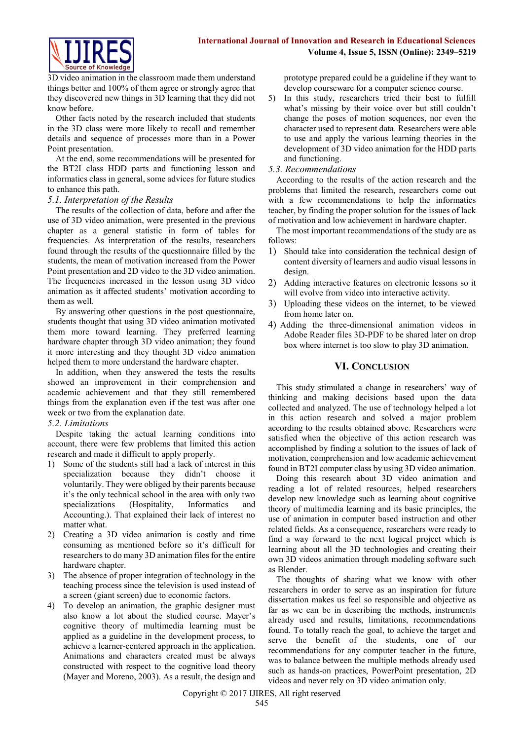3D video animation in the classroom made them understand things better and 100% of them agree or strongly agree that they discovered new things in 3D learning that they did not know before.

Other facts noted by the research included that students in the 3D class were more likely to recall and remember details and sequence of processes more than in a Power Point presentation.

At the end, some recommendations will be presented for the BT2I class HDD parts and functioning lesson and informatics class in general, some advices for future studies to enhance this path.

### *5.1. Interpretation of the Results*

The results of the collection of data, before and after the use of 3D video animation, were presented in the previous chapter as a general statistic in form of tables for frequencies. As interpretation of the results, researchers found through the results of the questionnaire filled by the students, the mean of motivation increased from the Power Point presentation and 2D video to the 3D video animation. The frequencies increased in the lesson using 3D video animation as it affected students' motivation according to them as well.

By answering other questions in the post questionnaire, students thought that using 3D video animation motivated them more toward learning. They preferred learning hardware chapter through 3D video animation; they found it more interesting and they thought 3D video animation helped them to more understand the hardware chapter.

In addition, when they answered the tests the results showed an improvement in their comprehension and academic achievement and that they still remembered things from the explanation even if the test was after one week or two from the explanation date.

### *5.2. Limitations*

Despite taking the actual learning conditions into account, there were few problems that limited this action research and made it difficult to apply properly.

1) Some of the students still had a lack of interest in this specialization because they didn't choose it voluntarily. They were obliged by their parents because it's the only technical school in the area with only two specializations (Hospitality, Informatics and Accounting.). That explained their lack of interest no matter what.
2) Creating a 3D video animation is costly and time consuming as mentioned before so it's difficult for researchers to do many 3D animation files for the entire hardware chapter.
3) The absence of proper integration of technology in the teaching process since the television is used instead of a screen (giant screen) due to economic factors.
4) To develop an animation, the graphic designer must also know a lot about the studied course. Mayer's cognitive theory of multimedia learning must be applied as a guideline in the development process, to achieve a learner-centered approach in the application. Animations and characters created must be always constructed with respect to the cognitive load theory (Mayer and Moreno, 2003). As a result, the design and prototype prepared could be a guideline if they want to develop courseware for a computer science course.
5) In this study, researchers tried their best to fulfill what's missing by their voice over but still couldn't change the poses of motion sequences, nor even the character used to represent data. Researchers were able to use and apply the various learning theories in the development of 3D video animation for the HDD parts and functioning.

### *5.3. Recommendations*

According to the results of the action research and the problems that limited the research, researchers come out with a few recommendations to help the informatics teacher, by finding the proper solution for the issues of lack of motivation and low achievement in hardware chapter.

The most important recommendations of the study are as follows:

1) Should take into consideration the technical design of content diversity of learners and audio visual lessons in design.
2) Adding interactive features on electronic lessons so it will evolve from video into interactive activity.
3) Uploading these videos on the internet, to be viewed from home later on.
4) Adding the three-dimensional animation videos in Adobe Reader files 3D-PDF to be shared later on drop box where internet is too slow to play 3D animation.

## VI. Conclusion

This study stimulated a change in researchers' way of thinking and making decisions based upon the data collected and analyzed. The use of technology helped a lot in this action research and solved a major problem according to the results obtained above. Researchers were satisfied when the objective of this action research was accomplished by finding a solution to the issues of lack of motivation, comprehension and low academic achievement found in BT2I computer class by using 3D video animation.

Doing this research about 3D video animation and reading a lot of related resources, helped researchers develop new knowledge such as learning about cognitive theory of multimedia learning and its basic principles, the use of animation in computer based instruction and other related fields. As a consequence, researchers were ready to find a way forward to the next logical project which is learning about all the 3D technologies and creating their own 3D videos animation through modeling software such as Blender.

The thoughts of sharing what we know with other researchers in order to serve as an inspiration for future dissertation makes us feel so responsible and objective as far as we can be in describing the methods, instruments already used and results, limitations, recommendations found. To totally reach the goal, to achieve the target and serve the benefit of the students, one of our recommendations for any computer teacher in the future, was to balance between the multiple methods already used such as hands-on practices, PowerPoint presentation, 2D videos and never rely on 3D video animation only.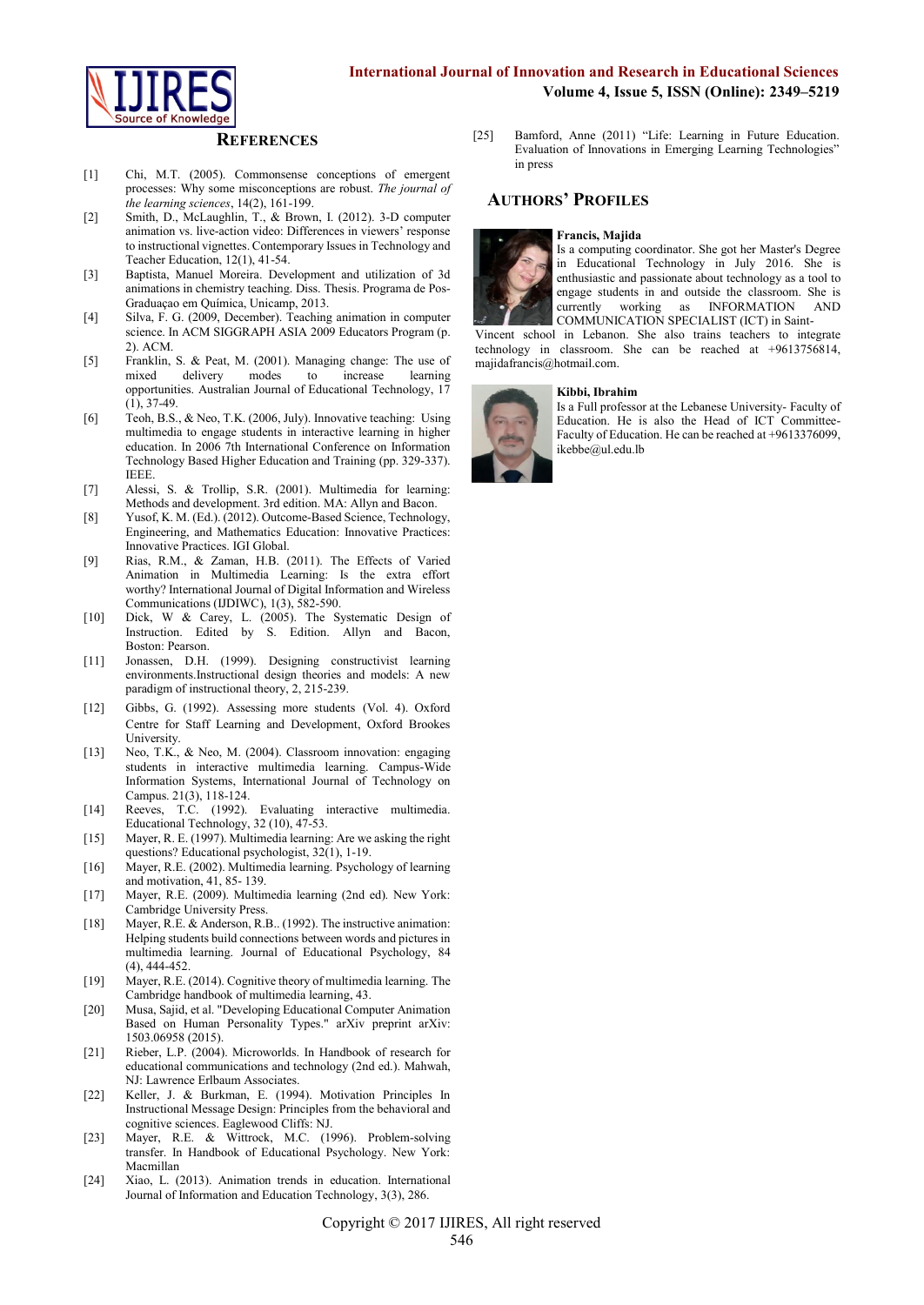## References

[1] Chi, M.T. (2005). Commonsense conceptions of emergent processes: Why some misconceptions are robust. *The journal of the learning sciences*, 14(2), 161-199.

[2] Smith, D., McLaughlin, T., & Brown, I. (2012). 3-D computer animation vs. live-action video: Differences in viewers' response to instructional vignettes. Contemporary Issues in Technology and Teacher Education, 12(1), 41-54.

[3] Baptista, Manuel Moreira. Development and utilization of 3d animations in chemistry teaching. Diss. Thesis. Programa de Pos-Graduaçao em Química, Unicamp, 2013.

[4] Silva, F. G. (2009, December). Teaching animation in computer science. In ACM SIGGRAPH ASIA 2009 Educators Program (p. 2). ACM.

[5] Franklin, S. & Peat, M. (2001). Managing change: The use of mixed delivery modes to increase learning opportunities. Australian Journal of Educational Technology, 17 (1), 37-49.

[6] Teoh, B.S., & Neo, T.K. (2006, July). Innovative teaching: Using multimedia to engage students in interactive learning in higher education. In 2006 7th International Conference on Information Technology Based Higher Education and Training (pp. 329-337). IEEE.

[7] Alessi, S. & Trollip, S.R. (2001). Multimedia for learning: Methods and development. 3rd edition. MA: Allyn and Bacon.

[8] Yusof, K. M. (Ed.). (2012). Outcome-Based Science, Technology, Engineering, and Mathematics Education: Innovative Practices: Innovative Practices. IGI Global.

[9] Rias, R.M., & Zaman, H.B. (2011). The Effects of Varied Animation in Multimedia Learning: Is the extra effort worthy? International Journal of Digital Information and Wireless Communications (IJDIWC), 1(3), 582-590.

[10] Dick, W & Carey, L. (2005). The Systematic Design of Instruction. Edited by S. Edition. Allyn and Bacon, Boston: Pearson.

[11] Jonassen, D.H. (1999). Designing constructivist learning environments.Instructional design theories and models: A new paradigm of instructional theory, 2, 215-239.

[12] Gibbs, G. (1992). Assessing more students (Vol. 4). Oxford Centre for Staff Learning and Development, Oxford Brookes University.

[13] Neo, T.K., & Neo, M. (2004). Classroom innovation: engaging students in interactive multimedia learning. Campus-Wide Information Systems, International Journal of Technology on Campus. 21(3), 118-124.

[14] Reeves, T.C. (1992). Evaluating interactive multimedia. Educational Technology, 32 (10), 47-53.

[15] Mayer, R. E. (1997). Multimedia learning: Are we asking the right questions? Educational psychologist, 32(1), 1-19.

[16] Mayer, R.E. (2002). Multimedia learning. Psychology of learning and motivation, 41, 85- 139.

[17] Mayer, R.E. (2009). Multimedia learning (2nd ed). New York: Cambridge University Press.

[18] Mayer, R.E. & Anderson, R.B.. (1992). The instructive animation: Helping students build connections between words and pictures in multimedia learning. Journal of Educational Psychology, 84 (4), 444-452.

[19] Mayer, R.E. (2014). Cognitive theory of multimedia learning. The Cambridge handbook of multimedia learning, 43.

[20] Musa, Sajid, et al. "Developing Educational Computer Animation Based on Human Personality Types." arXiv preprint arXiv: 1503.06958 (2015).

[21] Rieber, L.P. (2004). Microworlds. In Handbook of research for educational communications and technology (2nd ed.). Mahwah, NJ: Lawrence Erlbaum Associates.

[22] Keller, J. & Burkman, E. (1994). Motivation Principles In Instructional Message Design: Principles from the behavioral and cognitive sciences. Eaglewood Cliffs: NJ.

[23] Mayer, R.E. & Wittrock, M.C. (1996). Problem-solving transfer. In Handbook of Educational Psychology. New York: Macmillan

[24] Xiao, L. (2013). Animation trends in education. International Journal of Information and Education Technology, 3(3), 286.

[25] Bamford, Anne (2011) "Life: Learning in Future Education. Evaluation of Innovations in Emerging Learning Technologies" in press

## Authors' Profiles

**Francis, Majida**
Is a computing coordinator. She got her Master's Degree in Educational Technology in July 2016. She is enthusiastic and passionate about technology as a tool to engage students in and outside the classroom. She is currently working as INFORMATION AND COMMUNICATION SPECIALIST (ICT) in Saint-Vincent school in Lebanon. She also trains teachers to integrate technology in classroom. She can be reached at +9613756814, majidafrancis@hotmail.com.

**Kibbi, Ibrahim**
Is a Full professor at the Lebanese University- Faculty of Education. He is also the Head of ICT Committee-Faculty of Education. He can be reached at +9613376099, ikebbe@ul.edu.lb